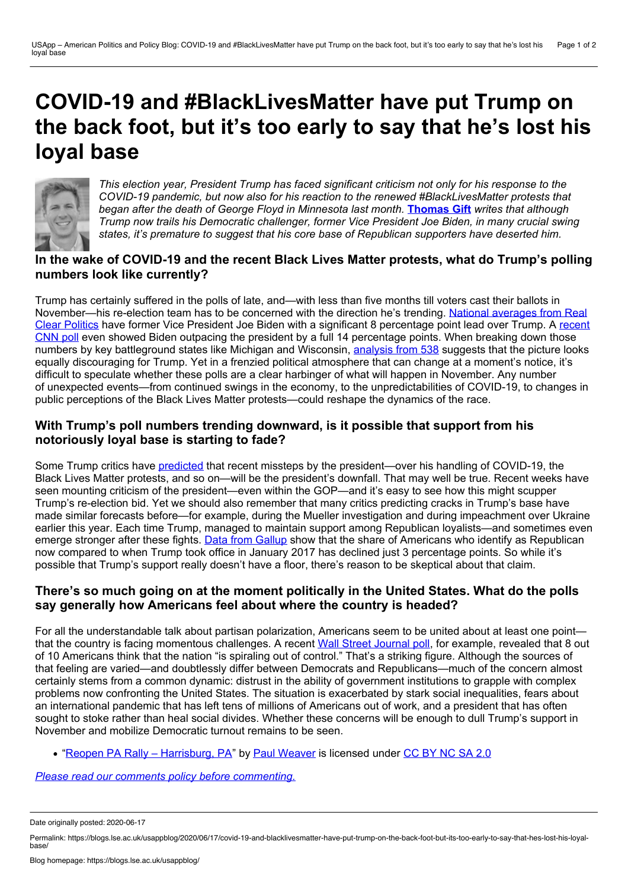# COVID-19 and #BlackLivesMatter have put Trump on the back foot, but it's too early to say that he's lost his loyal base

*This election year, President Trump has faced significant criticism not only for his response to the COVID-19 pandemic, but now also for his reaction to the renewed #BlackLivesMatter protests that began after the death of George Floyd in Minnesota last month.* **Thomas Gift** *writes that although Trump now trails his Democratic challenger, former Vice President Joe Biden, in many crucial swing states, it's premature to suggest that his core base of Republican supporters have deserted him.*

### In the wake of COVID-19 and the recent Black Lives Matter protests, what do Trump's polling numbers look like currently?

Trump has certainly suffered in the polls of late, and—with less than five months till voters cast their ballots in November—his re-election team has to be concerned with the direction he's trending. National averages from Real Clear Politics have former Vice President Joe Biden with a significant 8 percentage point lead over Trump. A recent CNN poll even showed Biden outpacing the president by a full 14 percentage points. When breaking down those numbers by key battleground states like Michigan and Wisconsin, analysis from 538 suggests that the picture looks equally discouraging for Trump. Yet in a frenzied political atmosphere that can change at a moment's notice, it's difficult to speculate whether these polls are a clear harbinger of what will happen in November. Any number of unexpected events—from continued swings in the economy, to the unpredictabilities of COVID-19, to changes in public perceptions of the Black Lives Matter protests—could reshape the dynamics of the race.

### With Trump's poll numbers trending downward, is it possible that support from his notoriously loyal base is starting to fade?

Some Trump critics have predicted that recent missteps by the president—over his handling of COVID-19, the Black Lives Matter protests, and so on—will be the president's downfall. That may well be true. Recent weeks have seen mounting criticism of the president—even within the GOP—and it's easy to see how this might scupper Trump's re-election bid. Yet we should also remember that many critics predicting cracks in Trump's base have made similar forecasts before—for example, during the Mueller investigation and during impeachment over Ukraine earlier this year. Each time Trump, managed to maintain support among Republican loyalists—and sometimes even emerge stronger after these fights. Data from Gallup show that the share of Americans who identify as Republican now compared to when Trump took office in January 2017 has declined just 3 percentage points. So while it's possible that Trump's support really doesn't have a floor, there's reason to be skeptical about that claim.

### There's so much going on at the moment politically in the United States. What do the polls say generally how Americans feel about where the country is headed?

For all the understandable talk about partisan polarization, Americans seem to be united about at least one point—that the country is facing momentous challenges. A recent Wall Street Journal poll, for example, revealed that 8 out of 10 Americans think that the nation "is spiraling out of control." That's a striking figure. Although the sources of that feeling are varied—and doubtlessly differ between Democrats and Republicans—much of the concern almost certainly stems from a common dynamic: distrust in the ability of government institutions to grapple with complex problems now confronting the United States. The situation is exacerbated by stark social inequalities, fears about an international pandemic that has left tens of millions of Americans out of work, and a president that has often sought to stoke rather than heal social divides. Whether these concerns will be enough to dull Trump's support in November and mobilize Democratic turnout remains to be seen.

- "Reopen PA Rally – Harrisburg, PA" by Paul Weaver is licensed under CC BY NC SA 2.0

*Please read our comments policy before commenting.*

Date originally posted: 2020-06-17

Permalink: https://blogs.lse.ac.uk/usappblog/2020/06/17/covid-19-and-blacklivesmatter-have-put-trump-on-the-back-foot-but-its-too-early-to-say-that-hes-lost-his-loyal-base/

Blog homepage: https://blogs.lse.ac.uk/usappblog/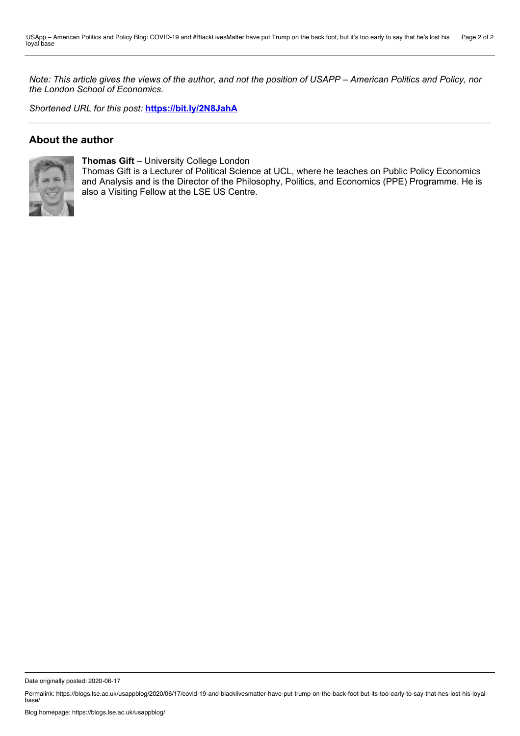*Note: This article gives the views of the author, and not the position of USAPP – American Politics and Policy, nor the London School of Economics.*

*Shortened URL for this post:* **https://bit.ly/2N8JahA**

## About the author

**Thomas Gift** – University College London
Thomas Gift is a Lecturer of Political Science at UCL, where he teaches on Public Policy Economics and Analysis and is the Director of the Philosophy, Politics, and Economics (PPE) Programme. He is also a Visiting Fellow at the LSE US Centre.

Date originally posted: 2020-06-17

Permalink: https://blogs.lse.ac.uk/usappblog/2020/06/17/covid-19-and-blacklivesmatter-have-put-trump-on-the-back-foot-but-its-too-early-to-say-that-hes-lost-his-loyal-base/

Blog homepage: https://blogs.lse.ac.uk/usappblog/